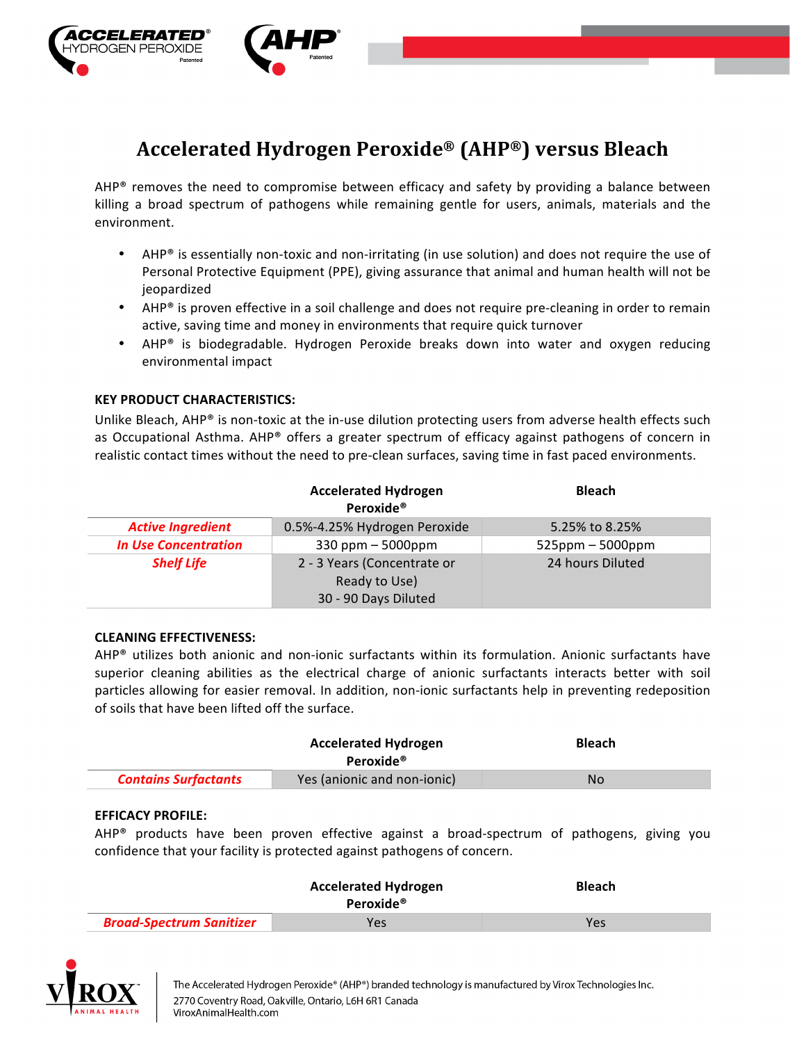# Accelerated Hydrogen Peroxide® (AHP®) versus Bleach

AHP® removes the need to compromise between efficacy and safety by providing a balance between killing a broad spectrum of pathogens while remaining gentle for users, animals, materials and the environment.

- AHP® is essentially non-toxic and non-irritating (in use solution) and does not require the use of Personal Protective Equipment (PPE), giving assurance that animal and human health will not be jeopardized
- AHP® is proven effective in a soil challenge and does not require pre-cleaning in order to remain active, saving time and money in environments that require quick turnover
- AHP® is biodegradable. Hydrogen Peroxide breaks down into water and oxygen reducing environmental impact

**KEY PRODUCT CHARACTERISTICS:**

Unlike Bleach, AHP® is non-toxic at the in-use dilution protecting users from adverse health effects such as Occupational Asthma. AHP® offers a greater spectrum of efficacy against pathogens of concern in realistic contact times without the need to pre-clean surfaces, saving time in fast paced environments.

| | Accelerated Hydrogen Peroxide® | Bleach |
|---|---|---|
| ***Active Ingredient*** | 0.5%-4.25% Hydrogen Peroxide | 5.25% to 8.25% |
| ***In Use Concentration*** | 330 ppm – 5000ppm | 525ppm – 5000ppm |
| ***Shelf Life*** | 2 - 3 Years (Concentrate or Ready to Use)<br>30 - 90 Days Diluted | 24 hours Diluted |

**CLEANING EFFECTIVENESS:**

AHP® utilizes both anionic and non-ionic surfactants within its formulation. Anionic surfactants have superior cleaning abilities as the electrical charge of anionic surfactants interacts better with soil particles allowing for easier removal. In addition, non-ionic surfactants help in preventing redeposition of soils that have been lifted off the surface.

| | Accelerated Hydrogen Peroxide® | Bleach |
|---|---|---|
| ***Contains Surfactants*** | Yes (anionic and non-ionic) | No |

**EFFICACY PROFILE:**

AHP® products have been proven effective against a broad-spectrum of pathogens, giving you confidence that your facility is protected against pathogens of concern.

| | Accelerated Hydrogen Peroxide® | Bleach |
|---|---|---|
| ***Broad-Spectrum Sanitizer*** | Yes | Yes |

The Accelerated Hydrogen Peroxide® (AHP®) branded technology is manufactured by Virox Technologies Inc.
2770 Coventry Road, Oakville, Ontario, L6H 6R1 Canada
ViroxAnimalHealth.com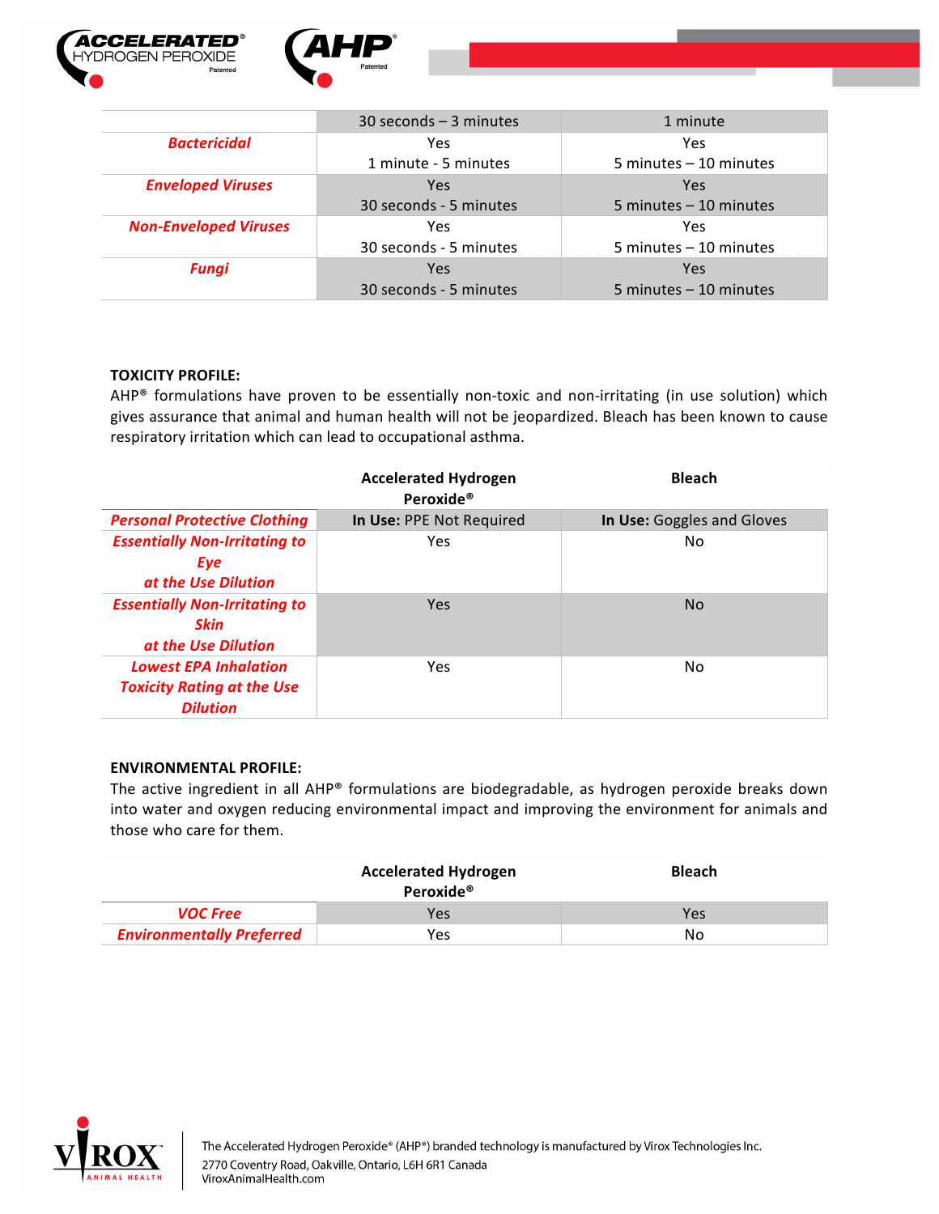| | 30 seconds – 3 minutes | 1 minute |
|---|---|---|
| ***Bactericidal*** | Yes<br>1 minute - 5 minutes | Yes<br>5 minutes – 10 minutes |
| ***Enveloped Viruses*** | Yes<br>30 seconds - 5 minutes | Yes<br>5 minutes – 10 minutes |
| ***Non-Enveloped Viruses*** | Yes<br>30 seconds - 5 minutes | Yes<br>5 minutes – 10 minutes |
| ***Fungi*** | Yes<br>30 seconds - 5 minutes | Yes<br>5 minutes – 10 minutes |

**TOXICITY PROFILE:**
AHP® formulations have proven to be essentially non-toxic and non-irritating (in use solution) which gives assurance that animal and human health will not be jeopardized. Bleach has been known to cause respiratory irritation which can lead to occupational asthma.

| | **Accelerated Hydrogen Peroxide®** | **Bleach** |
|---|---|---|
| ***Personal Protective Clothing*** | **In Use:** PPE Not Required | **In Use:** Goggles and Gloves |
| ***Essentially Non-Irritating to Eye at the Use Dilution*** | Yes | No |
| ***Essentially Non-Irritating to Skin at the Use Dilution*** | Yes | No |
| ***Lowest EPA Inhalation Toxicity Rating at the Use Dilution*** | Yes | No |

**ENVIRONMENTAL PROFILE:**
The active ingredient in all AHP® formulations are biodegradable, as hydrogen peroxide breaks down into water and oxygen reducing environmental impact and improving the environment for animals and those who care for them.

| | **Accelerated Hydrogen Peroxide®** | **Bleach** |
|---|---|---|
| ***VOC Free*** | Yes | Yes |
| ***Environmentally Preferred*** | Yes | No |

The Accelerated Hydrogen Peroxide® (AHP®) branded technology is manufactured by Virox Technologies Inc.
2770 Coventry Road, Oakville, Ontario, L6H 6R1 Canada
ViroxAnimalHealth.com